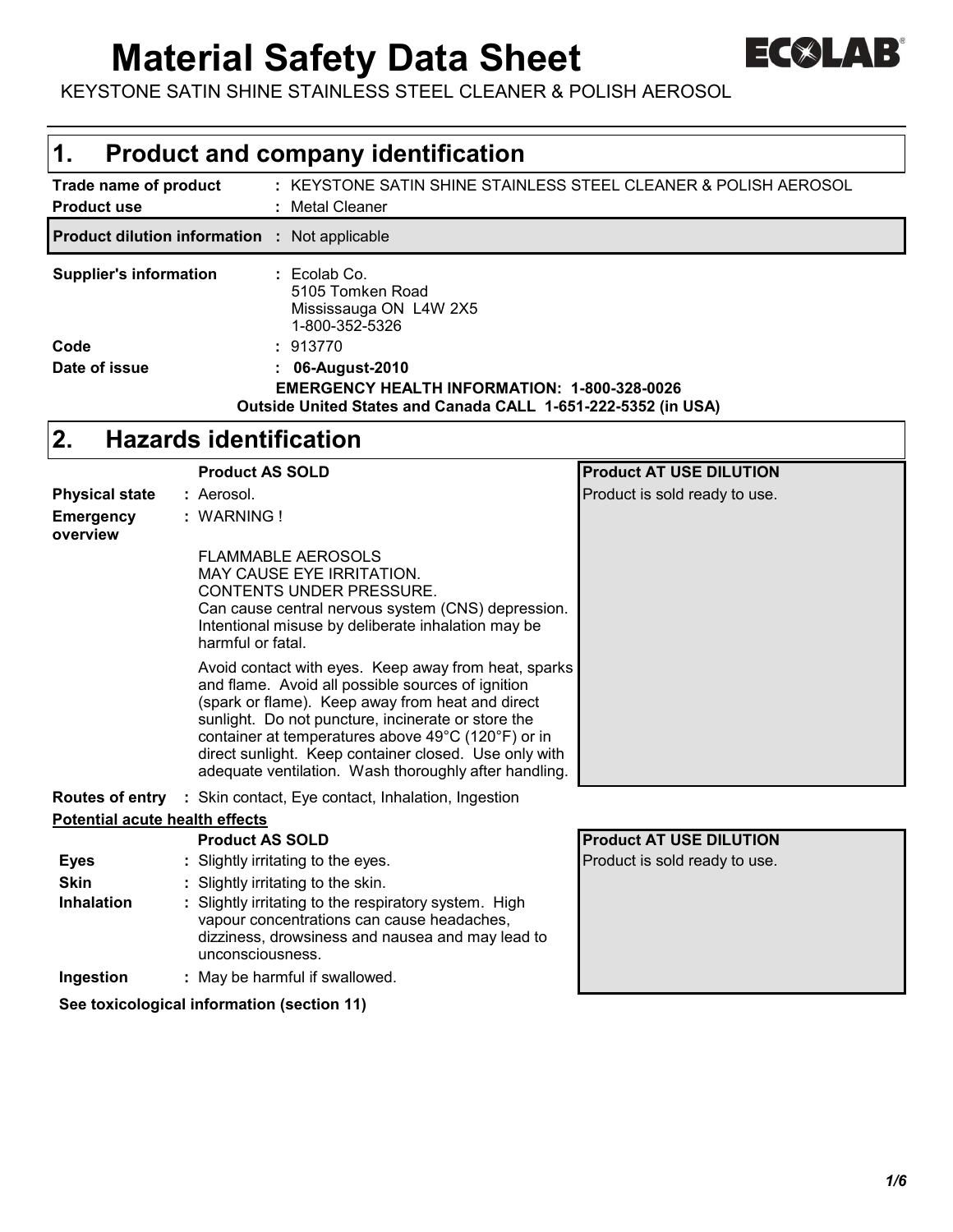# Material Safety Data Sheet

ECOLAB

KEYSTONE SATIN SHINE STAINLESS STEEL CLEANER & POLISH AEROSOL

## 1. Product and company identification

**Trade name of product** : KEYSTONE SATIN SHINE STAINLESS STEEL CLEANER & POLISH AEROSOL

**Product use** : Metal Cleaner

**Product dilution information** : Not applicable

**Supplier's information** : Ecolab Co.
5105 Tomken Road
Mississauga ON L4W 2X5
1-800-352-5326

**Code** : 913770

**Date of issue** : **06-August-2010**

**EMERGENCY HEALTH INFORMATION: 1-800-328-0026**
**Outside United States and Canada CALL 1-651-222-5352 (in USA)**

## 2. Hazards identification

| | Product AS SOLD | Product AT USE DILUTION |
|---|---|---|
| **Physical state** | Aerosol. | Product is sold ready to use. |
| **Emergency overview** | WARNING !<br><br>FLAMMABLE AEROSOLS<br>MAY CAUSE EYE IRRITATION.<br>CONTENTS UNDER PRESSURE.<br>Can cause central nervous system (CNS) depression. Intentional misuse by deliberate inhalation may be harmful or fatal.<br><br>Avoid contact with eyes. Keep away from heat, sparks and flame. Avoid all possible sources of ignition (spark or flame). Keep away from heat and direct sunlight. Do not puncture, incinerate or store the container at temperatures above 49°C (120°F) or in direct sunlight. Keep container closed. Use only with adequate ventilation. Wash thoroughly after handling. | |

**Routes of entry** : Skin contact, Eye contact, Inhalation, Ingestion

**Potential acute health effects**

| | Product AS SOLD | Product AT USE DILUTION |
|---|---|---|
| **Eyes** | Slightly irritating to the eyes. | Product is sold ready to use. |
| **Skin** | Slightly irritating to the skin. | |
| **Inhalation** | Slightly irritating to the respiratory system. High vapour concentrations can cause headaches, dizziness, drowsiness and nausea and may lead to unconsciousness. | |
| **Ingestion** | May be harmful if swallowed. | |

**See toxicological information (section 11)**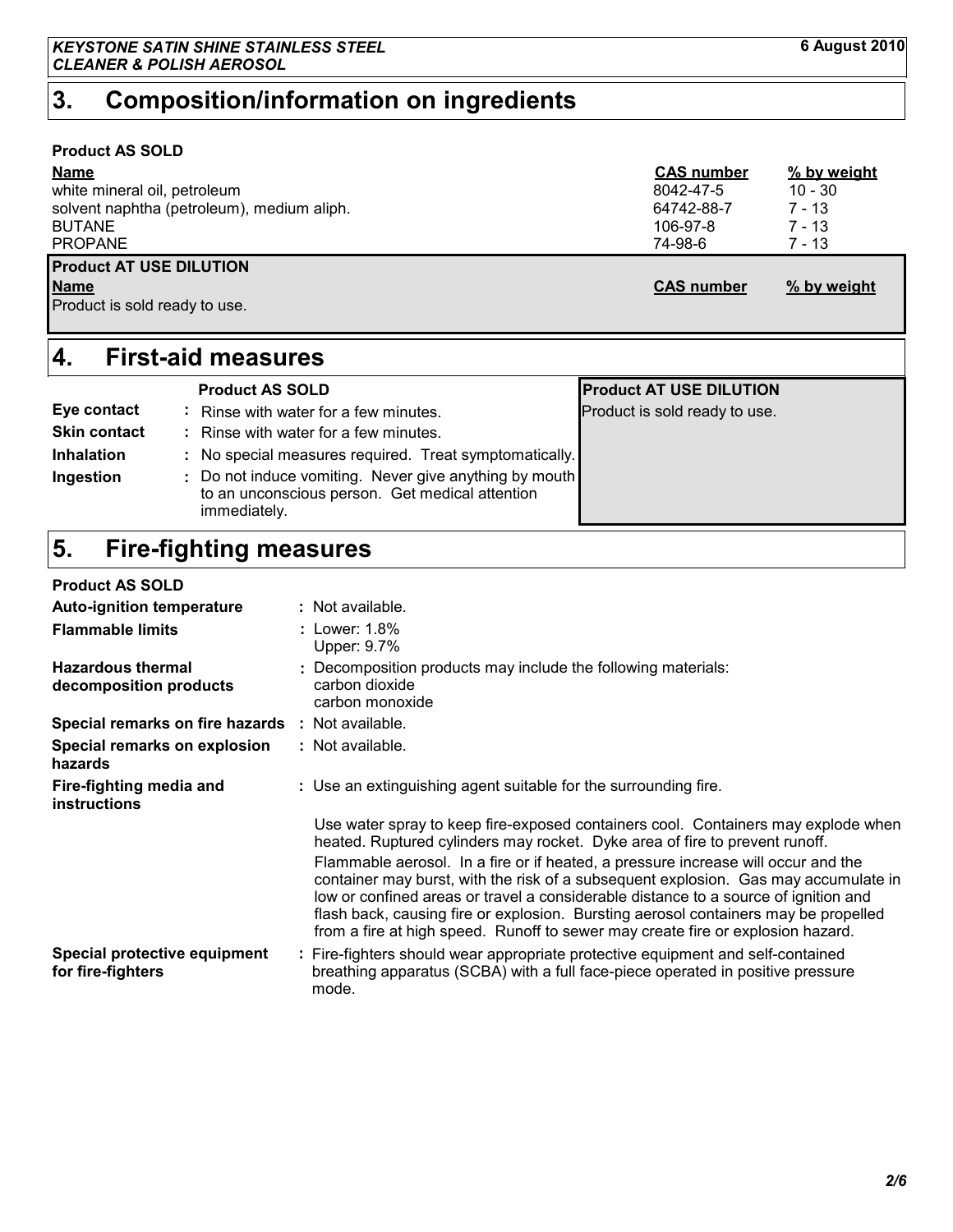## 3. Composition/information on ingredients

**Product AS SOLD**

| Name | CAS number | % by weight |
|---|---|---|
| white mineral oil, petroleum | 8042-47-5 | 10 - 30 |
| solvent naphtha (petroleum), medium aliph. | 64742-88-7 | 7 - 13 |
| BUTANE | 106-97-8 | 7 - 13 |
| PROPANE | 74-98-6 | 7 - 13 |

**Product AT USE DILUTION**

| Name | CAS number | % by weight |
|---|---|---|
| Product is sold ready to use. | | |

## 4. First-aid measures

| | Product AS SOLD | Product AT USE DILUTION |
|---|---|---|
| **Eye contact** | : Rinse with water for a few minutes. | Product is sold ready to use. |
| **Skin contact** | : Rinse with water for a few minutes. | |
| **Inhalation** | : No special measures required. Treat symptomatically. | |
| **Ingestion** | : Do not induce vomiting. Never give anything by mouth to an unconscious person. Get medical attention immediately. | |

## 5. Fire-fighting measures

**Product AS SOLD**

**Auto-ignition temperature** : Not available.

**Flammable limits** : Lower: 1.8%
Upper: 9.7%

**Hazardous thermal decomposition products** : Decomposition products may include the following materials:
carbon dioxide
carbon monoxide

**Special remarks on fire hazards** : Not available.

**Special remarks on explosion hazards** : Not available.

**Fire-fighting media and instructions** : Use an extinguishing agent suitable for the surrounding fire.

Use water spray to keep fire-exposed containers cool. Containers may explode when heated. Ruptured cylinders may rocket. Dyke area of fire to prevent runoff.

Flammable aerosol. In a fire or if heated, a pressure increase will occur and the container may burst, with the risk of a subsequent explosion. Gas may accumulate in low or confined areas or travel a considerable distance to a source of ignition and flash back, causing fire or explosion. Bursting aerosol containers may be propelled from a fire at high speed. Runoff to sewer may create fire or explosion hazard.

**Special protective equipment for fire-fighters** : Fire-fighters should wear appropriate protective equipment and self-contained breathing apparatus (SCBA) with a full face-piece operated in positive pressure mode.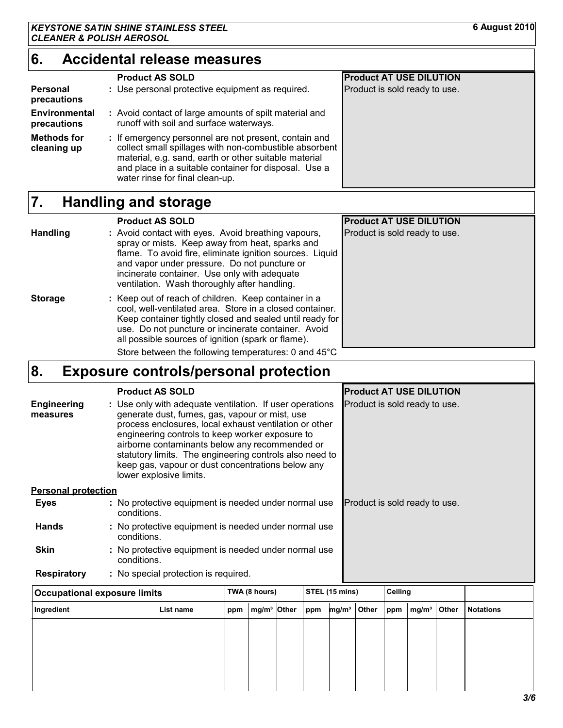## 6. Accidental release measures

| | Product AS SOLD | Product AT USE DILUTION |
|---|---|---|
| **Personal precautions** | : Use personal protective equipment as required. | Product is sold ready to use. |
| **Environmental precautions** | : Avoid contact of large amounts of spilt material and runoff with soil and surface waterways. | |
| **Methods for cleaning up** | : If emergency personnel are not present, contain and collect small spillages with non-combustible absorbent material, e.g. sand, earth or other suitable material and place in a suitable container for disposal. Use a water rinse for final clean-up. | |

## 7. Handling and storage

| | Product AS SOLD | Product AT USE DILUTION |
|---|---|---|
| **Handling** | : Avoid contact with eyes. Avoid breathing vapours, spray or mists. Keep away from heat, sparks and flame. To avoid fire, eliminate ignition sources. Liquid and vapor under pressure. Do not puncture or incinerate container. Use only with adequate ventilation. Wash thoroughly after handling. | Product is sold ready to use. |
| **Storage** | : Keep out of reach of children. Keep container in a cool, well-ventilated area. Store in a closed container. Keep container tightly closed and sealed until ready for use. Do not puncture or incinerate container. Avoid all possible sources of ignition (spark or flame). Store between the following temperatures: 0 and 45°C | |

## 8. Exposure controls/personal protection

| | Product AS SOLD | Product AT USE DILUTION |
|---|---|---|
| **Engineering measures** | : Use only with adequate ventilation. If user operations generate dust, fumes, gas, vapour or mist, use process enclosures, local exhaust ventilation or other engineering controls to keep worker exposure to airborne contaminants below any recommended or statutory limits. The engineering controls also need to keep gas, vapour or dust concentrations below any lower explosive limits. | Product is sold ready to use. |

**Personal protection**

| | Product AS SOLD | Product AT USE DILUTION |
|---|---|---|
| **Eyes** | : No protective equipment is needed under normal use conditions. | Product is sold ready to use. |
| **Hands** | : No protective equipment is needed under normal use conditions. | |
| **Skin** | : No protective equipment is needed under normal use conditions. | |
| **Respiratory** | : No special protection is required. | |

| Occupational exposure limits | | TWA (8 hours) | | | STEL (15 mins) | | | Ceiling | | | |
|---|---|---|---|---|---|---|---|---|---|---|---|
| Ingredient | List name | ppm | mg/m³ | Other | ppm | mg/m³ | Other | ppm | mg/m³ | Other | Notations |
| | | | | | | | | | | | |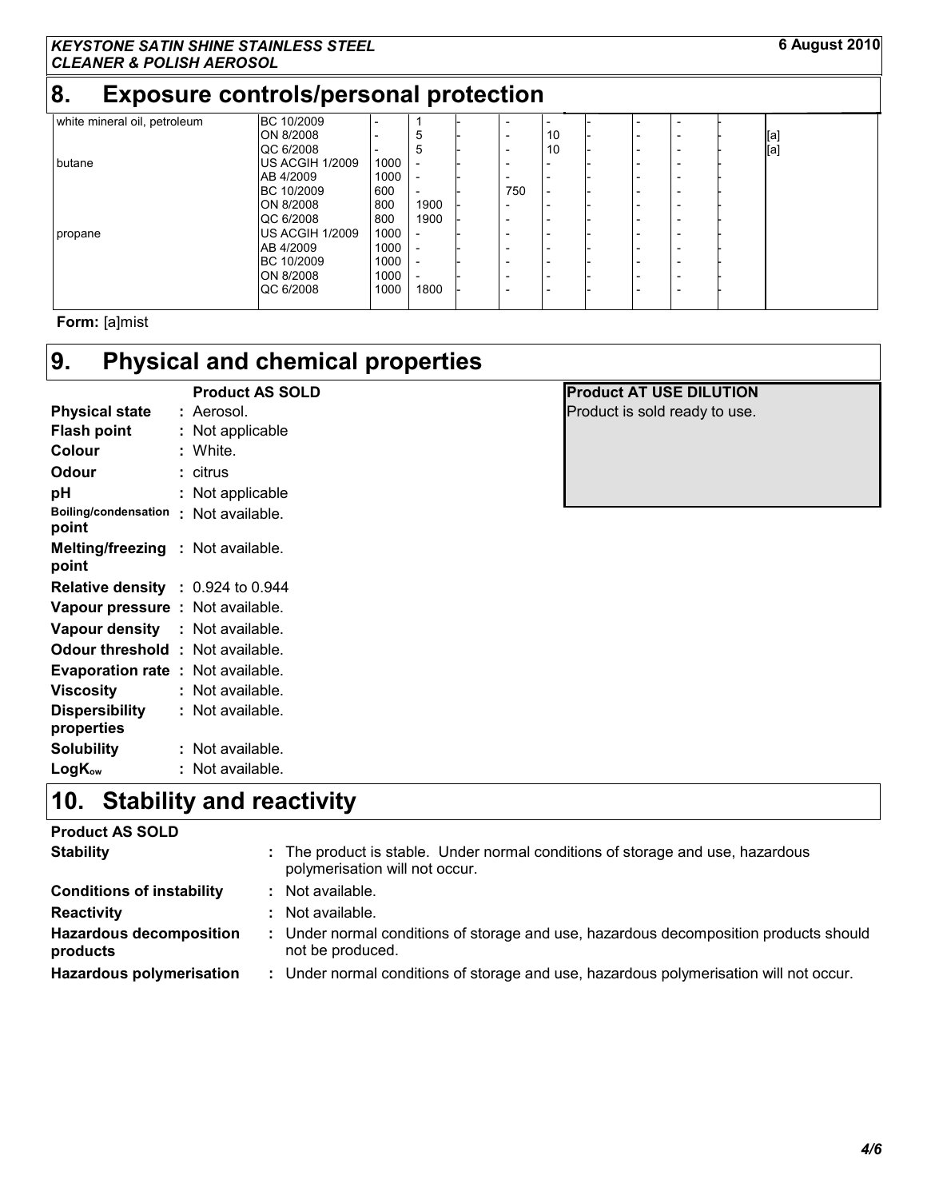## 8. Exposure controls/personal protection

| | | | | | | | | | | | | | |
|---|---|---|---|---|---|---|---|---|---|---|---|---|---|
| white mineral oil, petroleum | BC 10/2009 | - | 1 | - | - | - | - | - | - | - | | |
| | ON 8/2008 | - | 5 | - | - | 10 | - | - | - | - | | [a] |
| | QC 6/2008 | - | 5 | - | - | 10 | - | - | - | - | | [a] |
| butane | US ACGIH 1/2009 | 1000 | - | - | - | - | - | - | - | - | | |
| | AB 4/2009 | 1000 | - | - | - | - | - | - | - | - | | |
| | BC 10/2009 | 600 | - | - | 750 | - | - | - | - | - | | |
| | ON 8/2008 | 800 | 1900 | - | - | - | - | - | - | - | | |
| | QC 6/2008 | 800 | 1900 | - | - | - | - | - | - | - | | |
| propane | US ACGIH 1/2009 | 1000 | - | - | - | - | - | - | - | - | | |
| | AB 4/2009 | 1000 | - | - | - | - | - | - | - | - | | |
| | BC 10/2009 | 1000 | - | - | - | - | - | - | - | - | | |
| | ON 8/2008 | 1000 | - | - | - | - | - | - | - | - | | |
| | QC 6/2008 | 1000 | 1800 | - | - | - | - | - | - | - | | |

**Form:** [a]mist

## 9. Physical and chemical properties

**Product AS SOLD**

**Physical state** : Aerosol.
**Flash point** : Not applicable
**Colour** : White.
**Odour** : citrus
**pH** : Not applicable
**Boiling/condensation point** : Not available.
**Melting/freezing point** : Not available.
**Relative density** : 0.924 to 0.944
**Vapour pressure** : Not available.
**Vapour density** : Not available.
**Odour threshold** : Not available.
**Evaporation rate** : Not available.
**Viscosity** : Not available.
**Dispersibility properties** : Not available.
**Solubility** : Not available.
**$LogK_{ow}$** : Not available.

**Product AT USE DILUTION**

Product is sold ready to use.

## 10. Stability and reactivity

**Product AS SOLD**

**Stability** : The product is stable. Under normal conditions of storage and use, hazardous polymerisation will not occur.

**Conditions of instability** : Not available.

**Reactivity** : Not available.

**Hazardous decomposition products** : Under normal conditions of storage and use, hazardous decomposition products should not be produced.

**Hazardous polymerisation** : Under normal conditions of storage and use, hazardous polymerisation will not occur.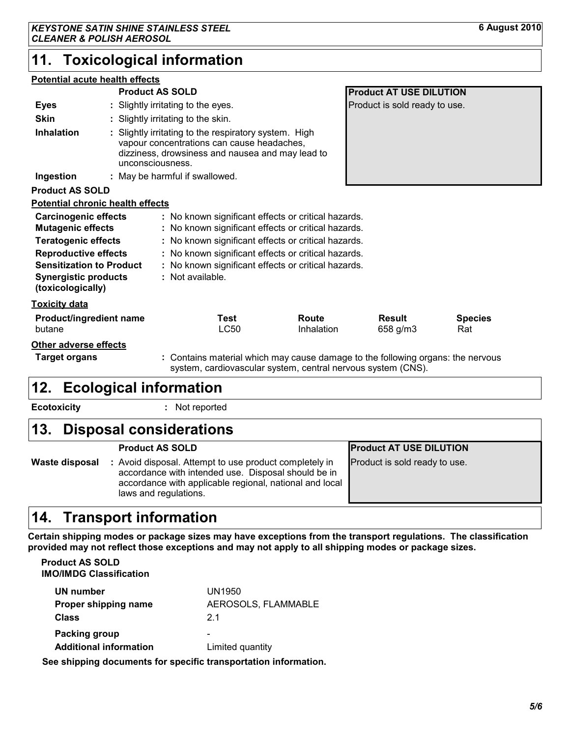## 11. Toxicological information

**Potential acute health effects**

| | Product AS SOLD | Product AT USE DILUTION |
|---|---|---|
| **Eyes** | : Slightly irritating to the eyes. | Product is sold ready to use. |
| **Skin** | : Slightly irritating to the skin. | |
| **Inhalation** | : Slightly irritating to the respiratory system. High vapour concentrations can cause headaches, dizziness, drowsiness and nausea and may lead to unconsciousness. | |
| **Ingestion** | : May be harmful if swallowed. | |

**Product AS SOLD**

**Potential chronic health effects**

| | |
|---|---|
| **Carcinogenic effects** | : No known significant effects or critical hazards. |
| **Mutagenic effects** | : No known significant effects or critical hazards. |
| **Teratogenic effects** | : No known significant effects or critical hazards. |
| **Reproductive effects** | : No known significant effects or critical hazards. |
| **Sensitization to Product** | : No known significant effects or critical hazards. |
| **Synergistic products (toxicologically)** | : Not available. |

**Toxicity data**

| Product/ingredient name | Test | Route | Result | Species |
|---|---|---|---|---|
| butane | LC50 | Inhalation | 658 g/m3 | Rat |

**Other adverse effects**

**Target organs** : Contains material which may cause damage to the following organs: the nervous system, cardiovascular system, central nervous system (CNS).

## 12. Ecological information

**Ecotoxicity** : Not reported

## 13. Disposal considerations

| | Product AS SOLD | Product AT USE DILUTION |
|---|---|---|
| **Waste disposal** | : Avoid disposal. Attempt to use product completely in accordance with intended use. Disposal should be in accordance with applicable regional, national and local laws and regulations. | Product is sold ready to use. |

## 14. Transport information

**Certain shipping modes or package sizes may have exceptions from the transport regulations. The classification provided may not reflect those exceptions and may not apply to all shipping modes or package sizes.**

**Product AS SOLD**
**IMO/IMDG Classification**

| | |
|---|---|
| **UN number** | UN1950 |
| **Proper shipping name** | AEROSOLS, FLAMMABLE |
| **Class** | 2.1 |
| **Packing group** | - |
| **Additional information** | Limited quantity |

**See shipping documents for specific transportation information.**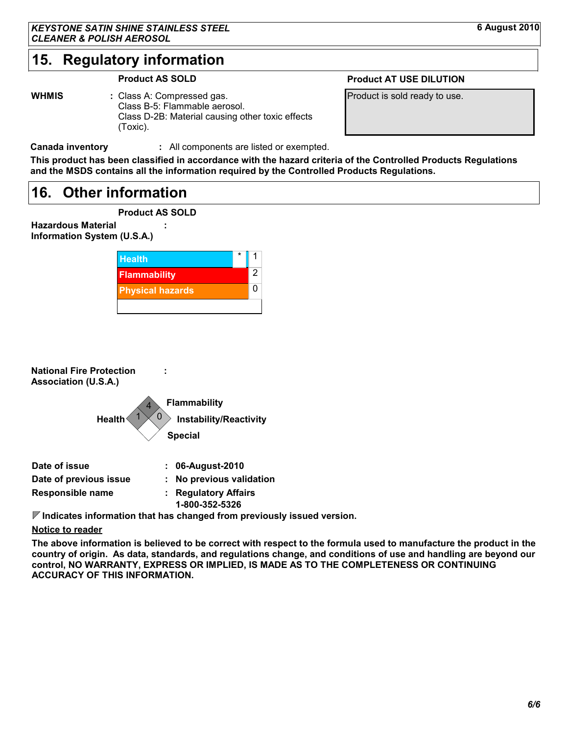## 15. Regulatory information

| | Product AS SOLD | Product AT USE DILUTION |
|---|---|---|
| **WHMIS** | : Class A: Compressed gas.<br>Class B-5: Flammable aerosol.<br>Class D-2B: Material causing other toxic effects (Toxic). | Product is sold ready to use. |

**Canada inventory** : All components are listed or exempted.

**This product has been classified in accordance with the hazard criteria of the Controlled Products Regulations and the MSDS contains all the information required by the Controlled Products Regulations.**

## 16. Other information

**Product AS SOLD**

**Hazardous Material Information System (U.S.A.)** :

| | | |
|---|---|---|
| Health | * | 1 |
| Flammability | | 2 |
| Physical hazards | | 0 |

**National Fire Protection Association (U.S.A.)** :

Flammability 4
Health 1
Instability/Reactivity 0
Special

| | |
|---|---|
| **Date of issue** | : **06-August-2010** |
| **Date of previous issue** | : **No previous validation** |
| **Responsible name** | : **Regulatory Affairs**<br>**1-800-352-5326** |

**Indicates information that has changed from previously issued version.**

**Notice to reader**

**The above information is believed to be correct with respect to the formula used to manufacture the product in the country of origin. As data, standards, and regulations change, and conditions of use and handling are beyond our control, NO WARRANTY, EXPRESS OR IMPLIED, IS MADE AS TO THE COMPLETENESS OR CONTINUING ACCURACY OF THIS INFORMATION.**